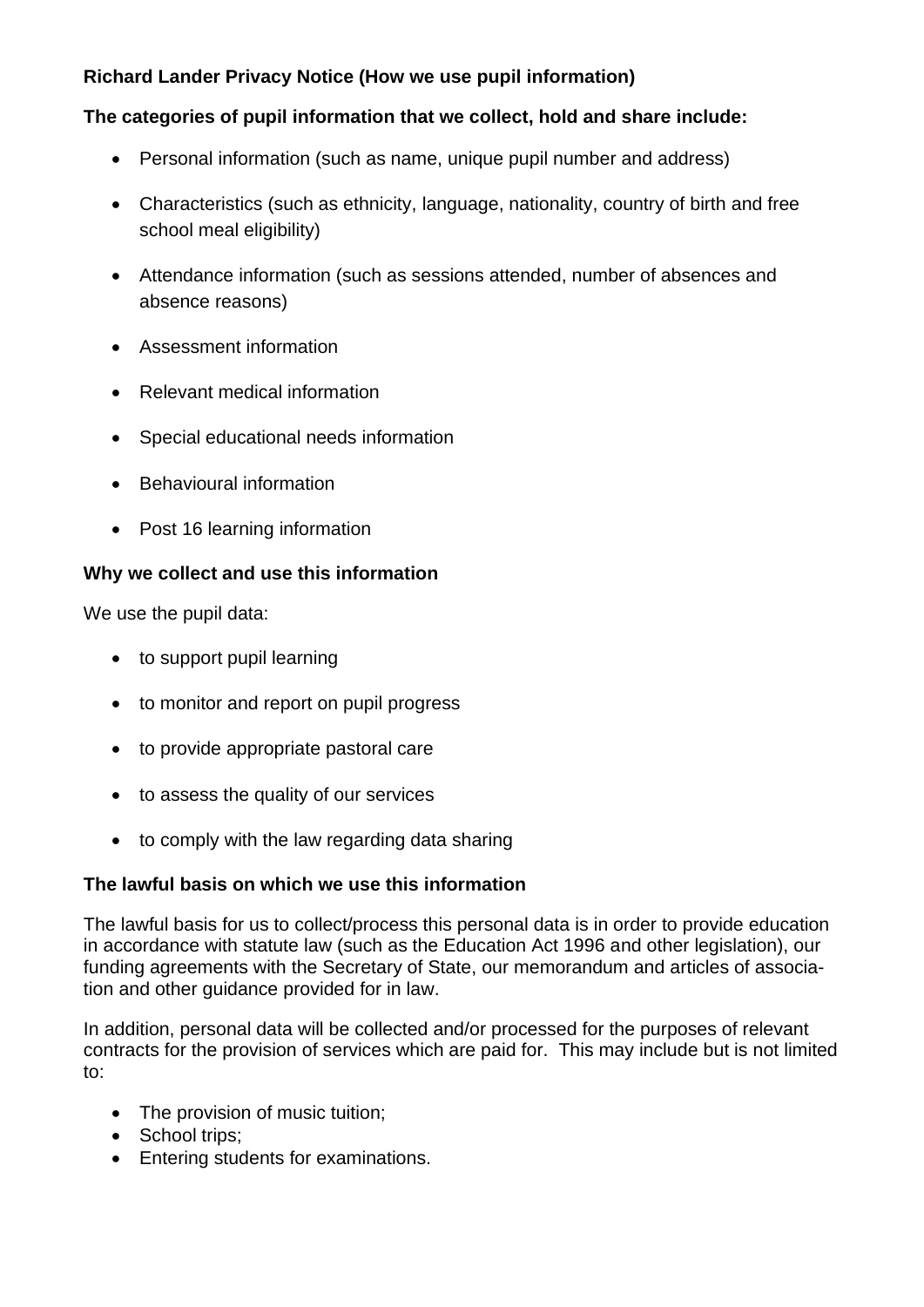**Richard Lander Privacy Notice (How we use pupil information)**

**The categories of pupil information that we collect, hold and share include:**

- Personal information (such as name, unique pupil number and address)
- Characteristics (such as ethnicity, language, nationality, country of birth and free school meal eligibility)
- Attendance information (such as sessions attended, number of absences and absence reasons)
- Assessment information
- Relevant medical information
- Special educational needs information
- Behavioural information
- Post 16 learning information

**Why we collect and use this information**

We use the pupil data:

- to support pupil learning
- to monitor and report on pupil progress
- to provide appropriate pastoral care
- to assess the quality of our services
- to comply with the law regarding data sharing

**The lawful basis on which we use this information**

The lawful basis for us to collect/process this personal data is in order to provide education in accordance with statute law (such as the Education Act 1996 and other legislation), our funding agreements with the Secretary of State, our memorandum and articles of association and other guidance provided for in law.

In addition, personal data will be collected and/or processed for the purposes of relevant contracts for the provision of services which are paid for. This may include but is not limited to:

- The provision of music tuition;
- School trips;
- Entering students for examinations.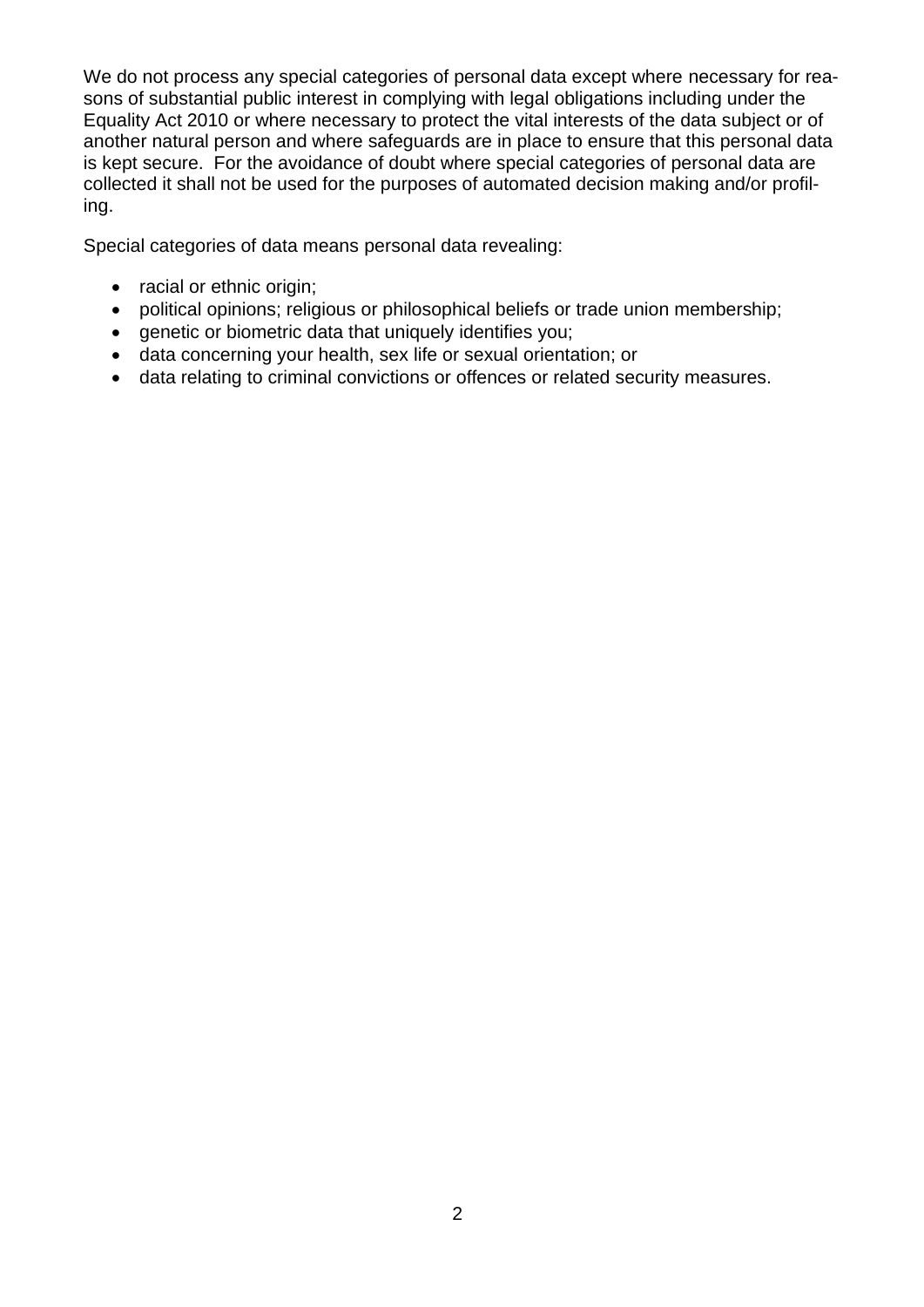We do not process any special categories of personal data except where necessary for reasons of substantial public interest in complying with legal obligations including under the Equality Act 2010 or where necessary to protect the vital interests of the data subject or of another natural person and where safeguards are in place to ensure that this personal data is kept secure. For the avoidance of doubt where special categories of personal data are collected it shall not be used for the purposes of automated decision making and/or profiling.

Special categories of data means personal data revealing:

- racial or ethnic origin;
- political opinions; religious or philosophical beliefs or trade union membership;
- genetic or biometric data that uniquely identifies you;
- data concerning your health, sex life or sexual orientation; or
- data relating to criminal convictions or offences or related security measures.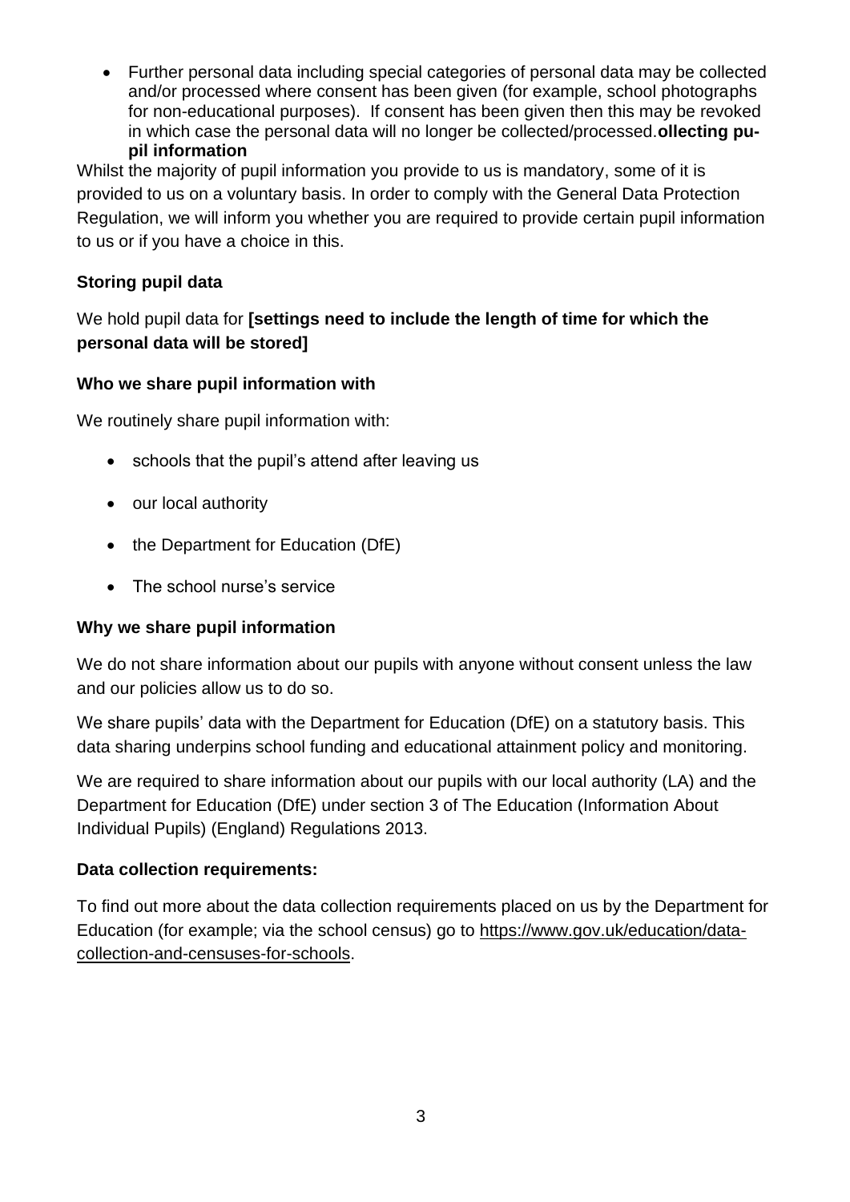- Further personal data including special categories of personal data may be collected and/or processed where consent has been given (for example, school photographs for non-educational purposes). If consent has been given then this may be revoked in which case the personal data will no longer be collected/processed.**ollecting pupil information**

Whilst the majority of pupil information you provide to us is mandatory, some of it is provided to us on a voluntary basis. In order to comply with the General Data Protection Regulation, we will inform you whether you are required to provide certain pupil information to us or if you have a choice in this.

**Storing pupil data**

We hold pupil data for **[settings need to include the length of time for which the personal data will be stored]**

**Who we share pupil information with**

We routinely share pupil information with:

- schools that the pupil's attend after leaving us
- our local authority
- the Department for Education (DfE)
- The school nurse's service

**Why we share pupil information**

We do not share information about our pupils with anyone without consent unless the law and our policies allow us to do so.

We share pupils' data with the Department for Education (DfE) on a statutory basis. This data sharing underpins school funding and educational attainment policy and monitoring.

We are required to share information about our pupils with our local authority (LA) and the Department for Education (DfE) under section 3 of The Education (Information About Individual Pupils) (England) Regulations 2013.

**Data collection requirements:**

To find out more about the data collection requirements placed on us by the Department for Education (for example; via the school census) go to https://www.gov.uk/education/data-collection-and-censuses-for-schools.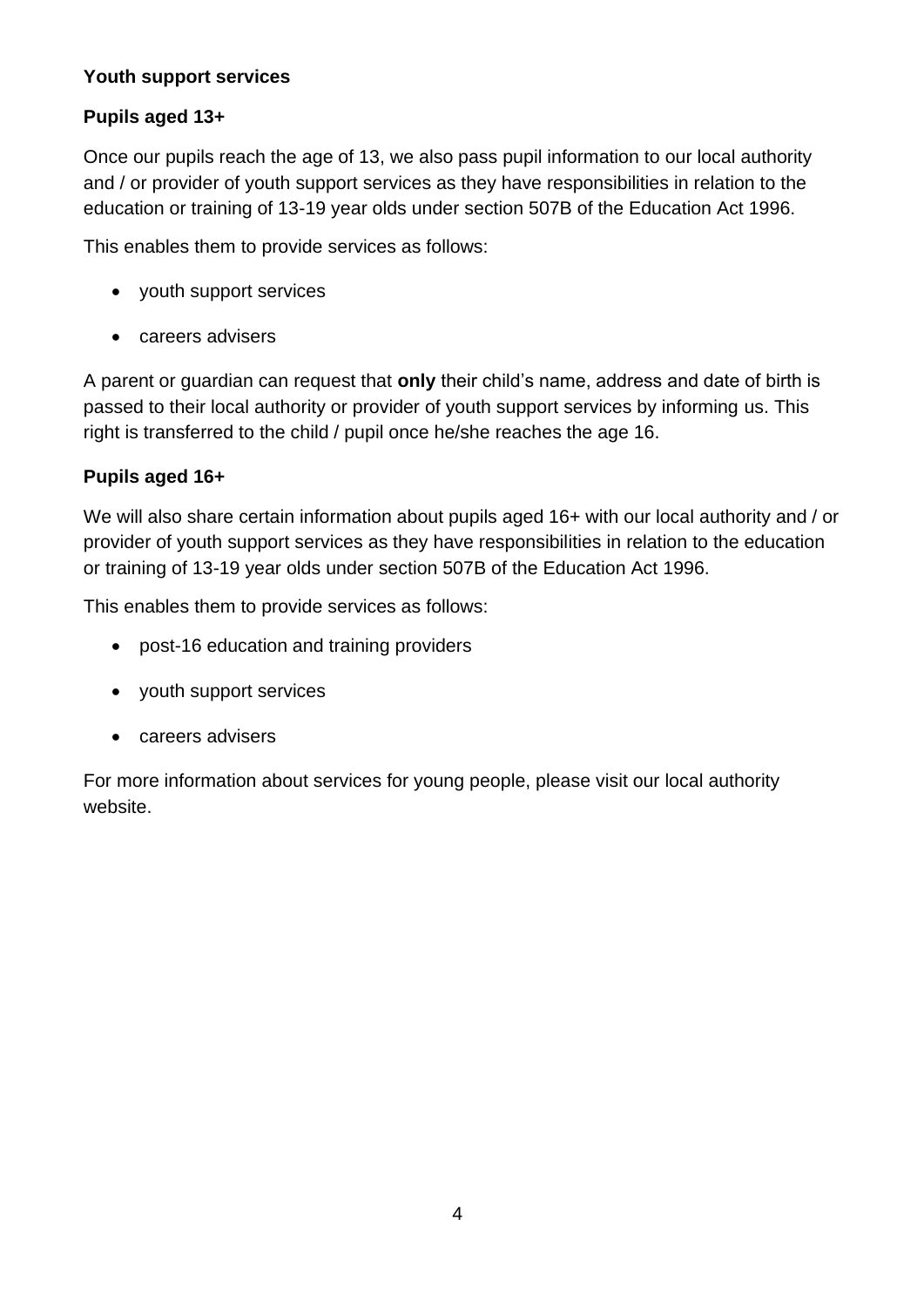### Youth support services

#### Pupils aged 13+

Once our pupils reach the age of 13, we also pass pupil information to our local authority and / or provider of youth support services as they have responsibilities in relation to the education or training of 13-19 year olds under section 507B of the Education Act 1996.

This enables them to provide services as follows:

- youth support services
- careers advisers

A parent or guardian can request that **only** their child's name, address and date of birth is passed to their local authority or provider of youth support services by informing us. This right is transferred to the child / pupil once he/she reaches the age 16.

#### Pupils aged 16+

We will also share certain information about pupils aged 16+ with our local authority and / or provider of youth support services as they have responsibilities in relation to the education or training of 13-19 year olds under section 507B of the Education Act 1996.

This enables them to provide services as follows:

- post-16 education and training providers
- youth support services
- careers advisers

For more information about services for young people, please visit our local authority website.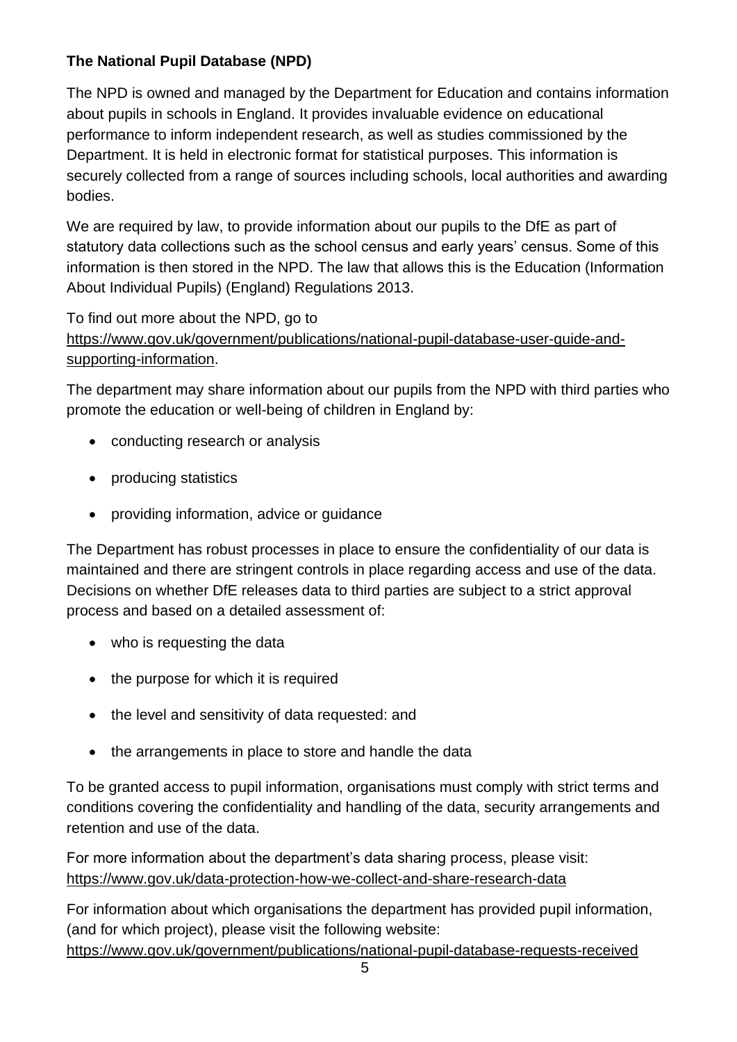**The National Pupil Database (NPD)**

The NPD is owned and managed by the Department for Education and contains information about pupils in schools in England. It provides invaluable evidence on educational performance to inform independent research, as well as studies commissioned by the Department. It is held in electronic format for statistical purposes. This information is securely collected from a range of sources including schools, local authorities and awarding bodies.

We are required by law, to provide information about our pupils to the DfE as part of statutory data collections such as the school census and early years' census. Some of this information is then stored in the NPD. The law that allows this is the Education (Information About Individual Pupils) (England) Regulations 2013.

To find out more about the NPD, go to https://www.gov.uk/government/publications/national-pupil-database-user-guide-and-supporting-information.

The department may share information about our pupils from the NPD with third parties who promote the education or well-being of children in England by:

- conducting research or analysis
- producing statistics
- providing information, advice or guidance

The Department has robust processes in place to ensure the confidentiality of our data is maintained and there are stringent controls in place regarding access and use of the data. Decisions on whether DfE releases data to third parties are subject to a strict approval process and based on a detailed assessment of:

- who is requesting the data
- the purpose for which it is required
- the level and sensitivity of data requested: and
- the arrangements in place to store and handle the data

To be granted access to pupil information, organisations must comply with strict terms and conditions covering the confidentiality and handling of the data, security arrangements and retention and use of the data.

For more information about the department's data sharing process, please visit: https://www.gov.uk/data-protection-how-we-collect-and-share-research-data

For information about which organisations the department has provided pupil information, (and for which project), please visit the following website: https://www.gov.uk/government/publications/national-pupil-database-requests-received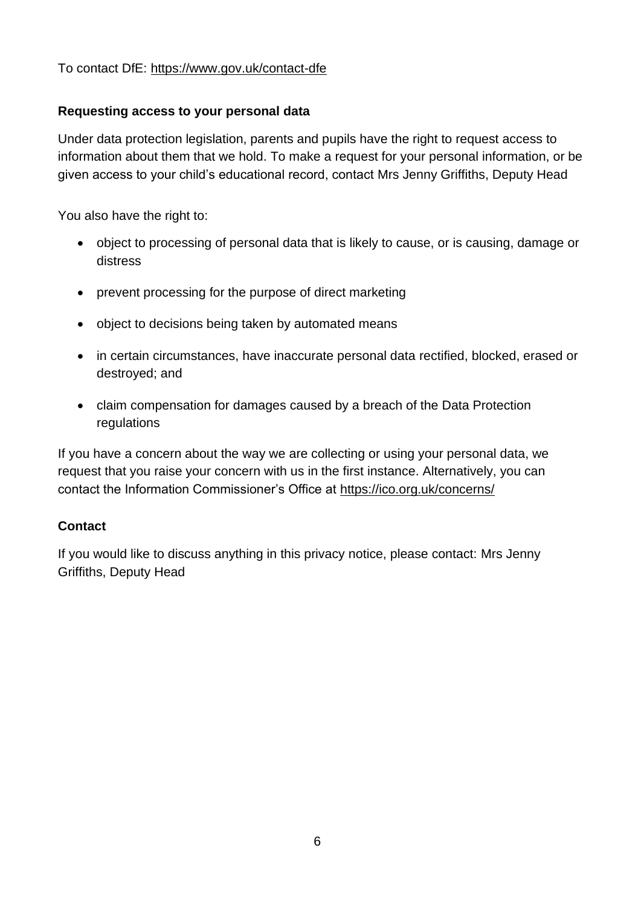To contact DfE: https://www.gov.uk/contact-dfe

**Requesting access to your personal data**

Under data protection legislation, parents and pupils have the right to request access to information about them that we hold. To make a request for your personal information, or be given access to your child's educational record, contact Mrs Jenny Griffiths, Deputy Head

You also have the right to:

- object to processing of personal data that is likely to cause, or is causing, damage or distress
- prevent processing for the purpose of direct marketing
- object to decisions being taken by automated means
- in certain circumstances, have inaccurate personal data rectified, blocked, erased or destroyed; and
- claim compensation for damages caused by a breach of the Data Protection regulations

If you have a concern about the way we are collecting or using your personal data, we request that you raise your concern with us in the first instance. Alternatively, you can contact the Information Commissioner's Office at https://ico.org.uk/concerns/

**Contact**

If you would like to discuss anything in this privacy notice, please contact: Mrs Jenny Griffiths, Deputy Head